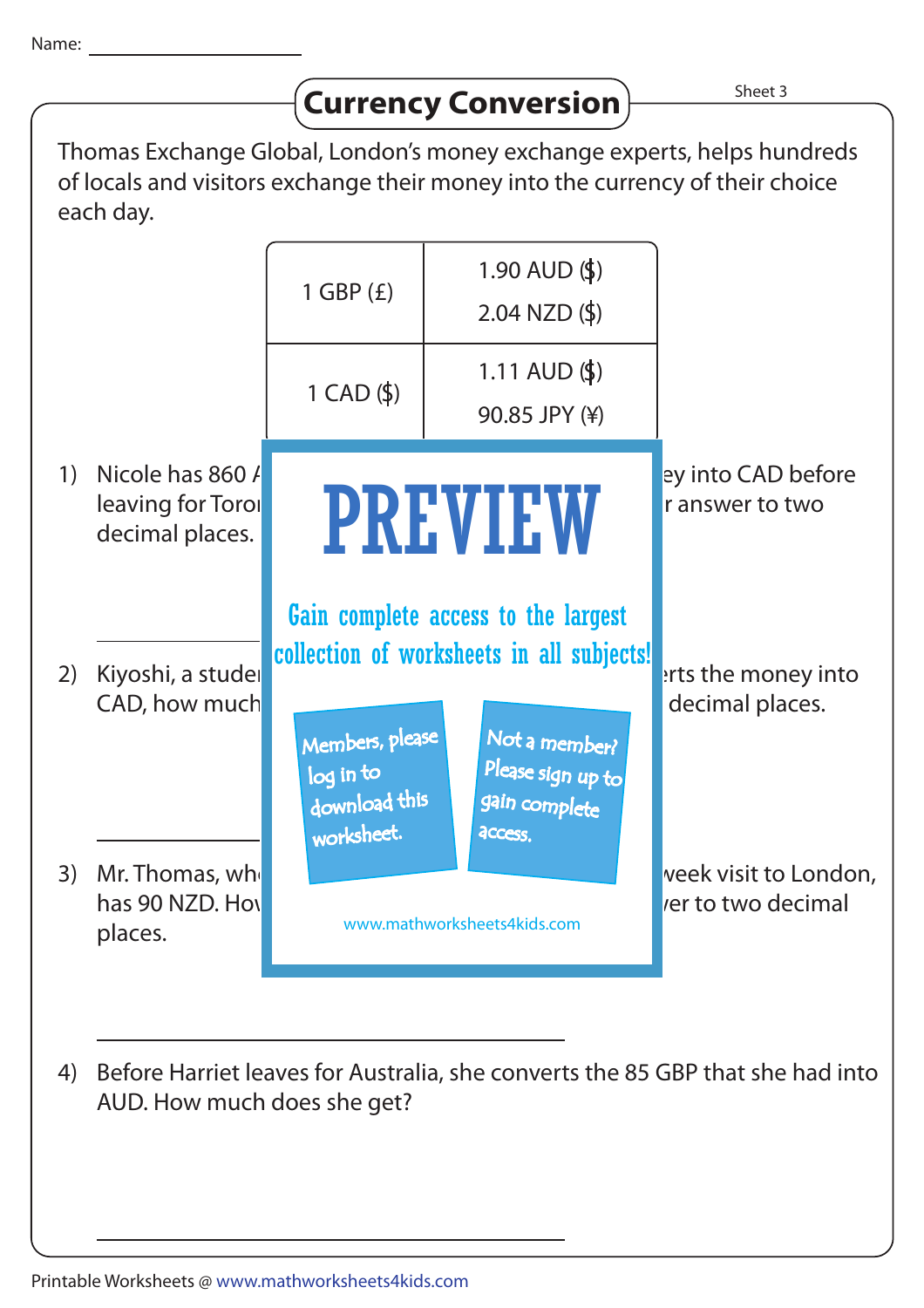Name: ______________

# Currency Conversion

Sheet 3

Thomas Exchange Global, London's money exchange experts, helps hundreds of locals and visitors exchange their money into the currency of their choice each day.

| | |
|---|---|
| 1 GBP (£) | 1.90 AUD ($)<br>2.04 NZD ($) |
| 1 CAD ($) | 1.11 AUD ($)<br>90.85 JPY (¥) |

1) Nicole has 860 A ... ey into CAD before leaving for Toro ... r answer to two decimal places.

______________

2) Kiyoshi, a stude ... rts the money into CAD, how much ... decimal places.

______________

3) Mr. Thomas, wh ... week visit to London, has 90 NZD. Ho ... ver to two decimal places.

______________

4) Before Harriet leaves for Australia, she converts the 85 GBP that she had into AUD. How much does she get?

______________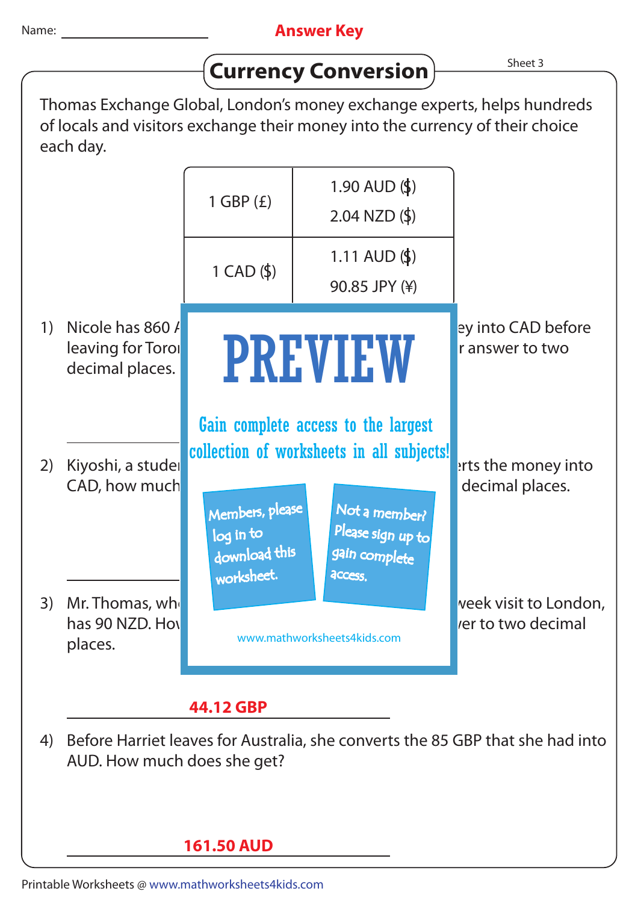Name: ______________ **Answer Key**

# Currency Conversion

Sheet 3

Thomas Exchange Global, London's money exchange experts, helps hundreds of locals and visitors exchange their money into the currency of their choice each day.

| | |
|---|---|
| 1 GBP (£) | 1.90 AUD ($)<br>2.04 NZD ($) |
| 1 CAD ($) | 1.11 AUD ($)<br>90.85 JPY (¥) |

1) Nicole has 860 A... ey into CAD before leaving for Toro... r answer to two decimal places.

2) Kiyoshi, a stude... rts the money into CAD, how much... decimal places.

3) Mr. Thomas, wh... week visit to London, has 90 NZD. Ho... ver to two decimal places.

**44.12 GBP**

4) Before Harriet leaves for Australia, she converts the 85 GBP that she had into AUD. How much does she get?

**161.50 AUD**

PREVIEW

Gain complete access to the largest collection of worksheets in all subjects!

Members, please log in to download this worksheet.

Not a member? Please sign up to gain complete access.

www.mathworksheets4kids.com